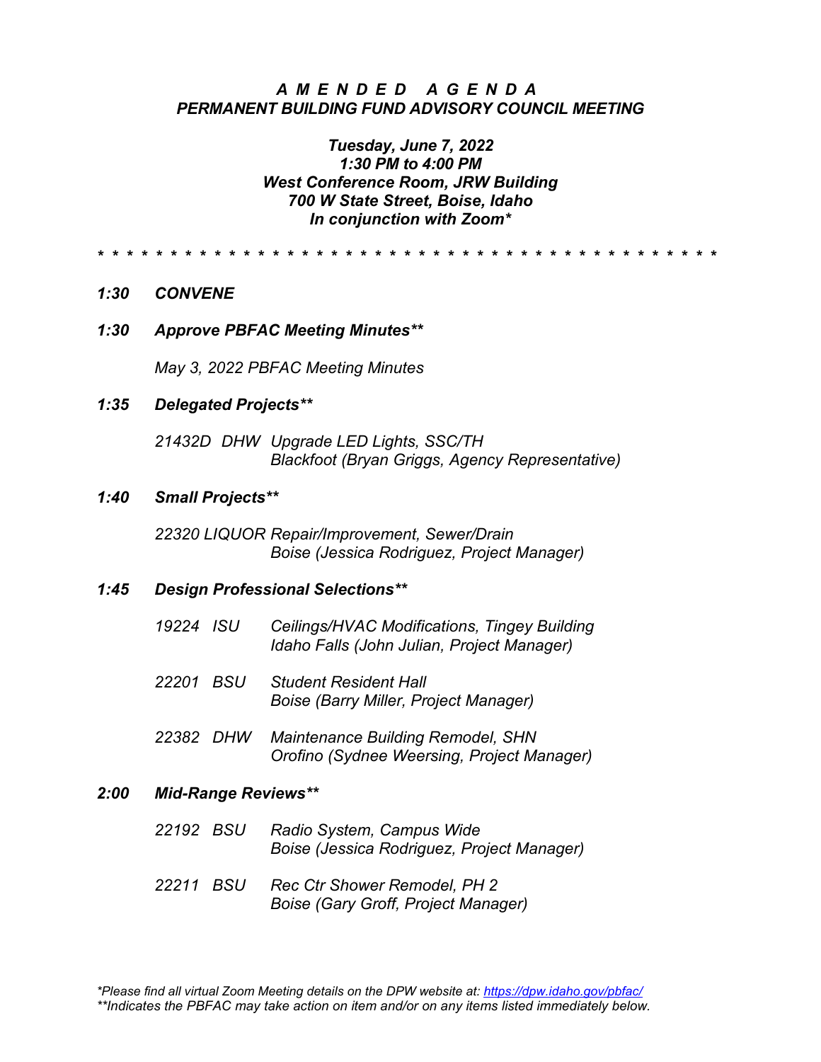# *A M E N D E D  A G E N D A*
## *PERMANENT BUILDING FUND ADVISORY COUNCIL MEETING*

***Tuesday, June 7, 2022***
***1:30 PM to 4:00 PM***
***West Conference Room, JRW Building***
***700 W State Street, Boise, Idaho***
***In conjunction with Zoom****

\* \* \* \* \* \* \* \* \* \* \* \* \* \* \* \* \* \* \* \* \* \* \* \* \* \* \* \* \* \* \* \* \* \* \* \* \* \* \* \* \* \* \*

***1:30  CONVENE***

***1:30  Approve PBFAC Meeting Minutes*****

*May 3, 2022 PBFAC Meeting Minutes*

***1:35  Delegated Projects*****

*21432D DHW Upgrade LED Lights, SSC/TH*
*Blackfoot (Bryan Griggs, Agency Representative)*

***1:40  Small Projects*****

*22320 LIQUOR Repair/Improvement, Sewer/Drain*
*Boise (Jessica Rodriguez, Project Manager)*

***1:45  Design Professional Selections*****

*19224 ISU Ceilings/HVAC Modifications, Tingey Building*
*Idaho Falls (John Julian, Project Manager)*

*22201 BSU Student Resident Hall*
*Boise (Barry Miller, Project Manager)*

*22382 DHW Maintenance Building Remodel, SHN*
*Orofino (Sydnee Weersing, Project Manager)*

***2:00  Mid-Range Reviews*****

*22192 BSU Radio System, Campus Wide*
*Boise (Jessica Rodriguez, Project Manager)*

*22211 BSU Rec Ctr Shower Remodel, PH 2*
*Boise (Gary Groff, Project Manager)*

*\*Please find all virtual Zoom Meeting details on the DPW website at: https://dpw.idaho.gov/pbfac/*
*\*\*Indicates the PBFAC may take action on item and/or on any items listed immediately below.*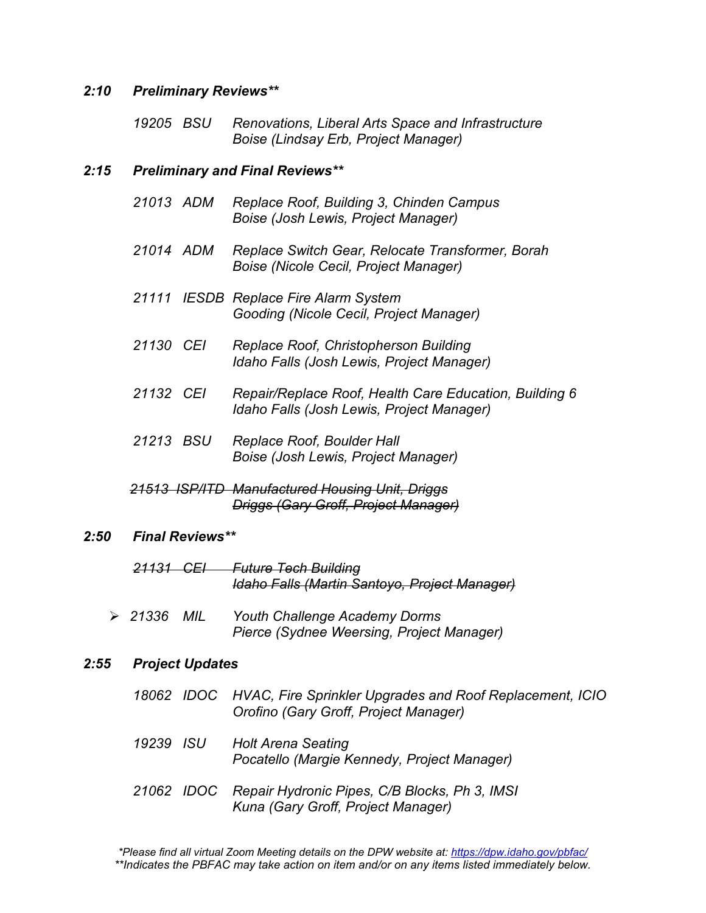***2:10 Preliminary Reviews\*\****

*19205 BSU Renovations, Liberal Arts Space and Infrastructure*
*Boise (Lindsay Erb, Project Manager)*

***2:15 Preliminary and Final Reviews\*\****

*21013 ADM Replace Roof, Building 3, Chinden Campus*
*Boise (Josh Lewis, Project Manager)*

*21014 ADM Replace Switch Gear, Relocate Transformer, Borah*
*Boise (Nicole Cecil, Project Manager)*

*21111 IESDB Replace Fire Alarm System*
*Gooding (Nicole Cecil, Project Manager)*

*21130 CEI Replace Roof, Christopherson Building*
*Idaho Falls (Josh Lewis, Project Manager)*

*21132 CEI Repair/Replace Roof, Health Care Education, Building 6*
*Idaho Falls (Josh Lewis, Project Manager)*

*21213 BSU Replace Roof, Boulder Hall*
*Boise (Josh Lewis, Project Manager)*

~~*21513 ISP/ITD Manufactured Housing Unit, Driggs*~~
~~*Driggs (Gary Groff, Project Manager)*~~

***2:50 Final Reviews\*\****

~~*21131 CEI Future Tech Building*~~
~~*Idaho Falls (Martin Santoyo, Project Manager)*~~

- *21336 MIL Youth Challenge Academy Dorms*
  *Pierce (Sydnee Weersing, Project Manager)*

***2:55 Project Updates***

*18062 IDOC HVAC, Fire Sprinkler Upgrades and Roof Replacement, ICIO*
*Orofino (Gary Groff, Project Manager)*

*19239 ISU Holt Arena Seating*
*Pocatello (Margie Kennedy, Project Manager)*

*21062 IDOC Repair Hydronic Pipes, C/B Blocks, Ph 3, IMSI*
*Kuna (Gary Groff, Project Manager)*

*\*Please find all virtual Zoom Meeting details on the DPW website at: [https://dpw.idaho.gov/pbfac/](https://dpw.idaho.gov/pbfac/)*
*\*\*Indicates the PBFAC may take action on item and/or on any items listed immediately below.*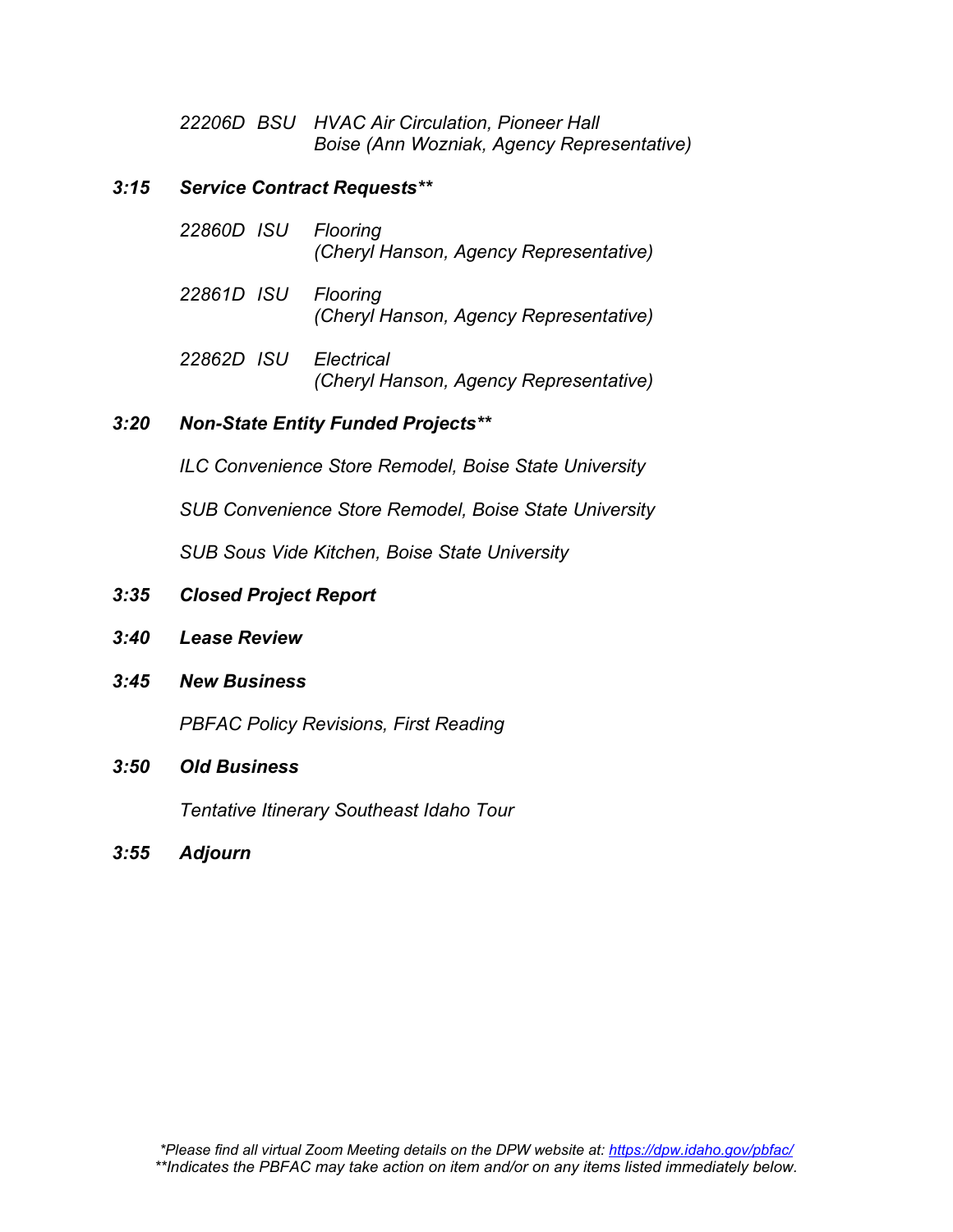*22206D BSU HVAC Air Circulation, Pioneer Hall*
*Boise (Ann Wozniak, Agency Representative)*

***3:15 Service Contract Requests\*\****

*22860D ISU Flooring*
*(Cheryl Hanson, Agency Representative)*

*22861D ISU Flooring*
*(Cheryl Hanson, Agency Representative)*

*22862D ISU Electrical*
*(Cheryl Hanson, Agency Representative)*

***3:20 Non-State Entity Funded Projects\*\****

*ILC Convenience Store Remodel, Boise State University*

*SUB Convenience Store Remodel, Boise State University*

*SUB Sous Vide Kitchen, Boise State University*

***3:35 Closed Project Report***

***3:40 Lease Review***

***3:45 New Business***

*PBFAC Policy Revisions, First Reading*

***3:50 Old Business***

*Tentative Itinerary Southeast Idaho Tour*

***3:55 Adjourn***

*\*Please find all virtual Zoom Meeting details on the DPW website at: [https://dpw.idaho.gov/pbfac/](https://dpw.idaho.gov/pbfac/)*
*\*\*Indicates the PBFAC may take action on item and/or on any items listed immediately below.*